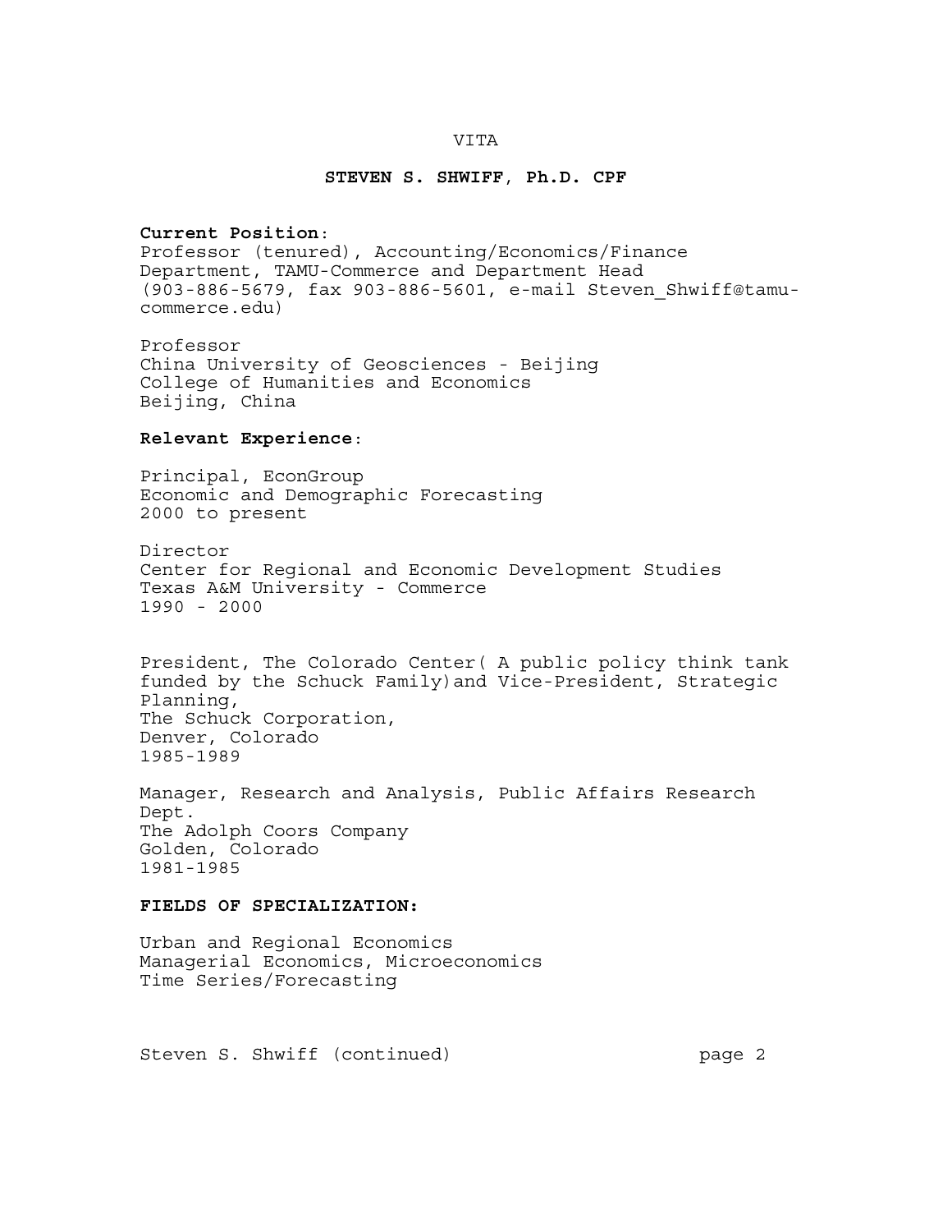# VITA

## STEVEN S. SHWIFF, Ph.D. CPF

**Current Position**:
Professor (tenured), Accounting/Economics/Finance Department, TAMU-Commerce and Department Head
(903-886-5679, fax 903-886-5601, e-mail Steven_Shwiff@tamu-commerce.edu)

Professor
China University of Geosciences - Beijing
College of Humanities and Economics
Beijing, China

**Relevant Experience**:

Principal, EconGroup
Economic and Demographic Forecasting
2000 to present

Director
Center for Regional and Economic Development Studies
Texas A&M University - Commerce
1990 - 2000

President, The Colorado Center( A public policy think tank funded by the Schuck Family)and Vice-President, Strategic Planning,
The Schuck Corporation,
Denver, Colorado
1985-1989

Manager, Research and Analysis, Public Affairs Research Dept.
The Adolph Coors Company
Golden, Colorado
1981-1985

**FIELDS OF SPECIALIZATION:**

Urban and Regional Economics
Managerial Economics, Microeconomics
Time Series/Forecasting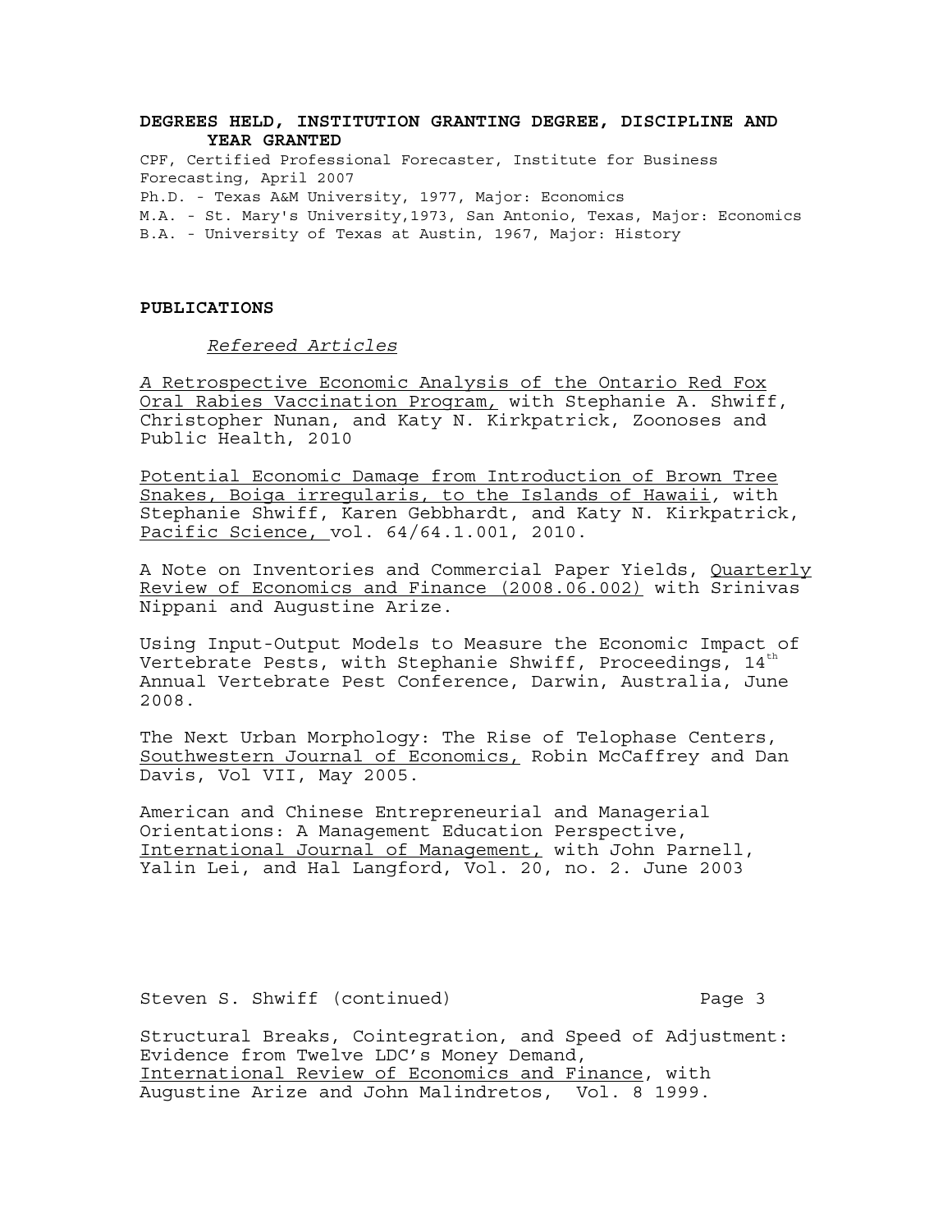**DEGREES HELD, INSTITUTION GRANTING DEGREE, DISCIPLINE AND YEAR GRANTED**

CPF, Certified Professional Forecaster, Institute for Business Forecasting, April 2007
Ph.D. - Texas A&M University, 1977, Major: Economics
M.A. - St. Mary's University,1973, San Antonio, Texas, Major: Economics
B.A. - University of Texas at Austin, 1967, Major: History

**PUBLICATIONS**

*Refereed Articles*

A Retrospective Economic Analysis of the Ontario Red Fox Oral Rabies Vaccination Program, with Stephanie A. Shwiff, Christopher Nunan, and Katy N. Kirkpatrick, Zoonoses and Public Health, 2010

Potential Economic Damage from Introduction of Brown Tree Snakes, Boiga irregularis, to the Islands of Hawaii, with Stephanie Shwiff, Karen Gebbhardt, and Katy N. Kirkpatrick, Pacific Science, vol. 64/64.1.001, 2010.

A Note on Inventories and Commercial Paper Yields, Quarterly Review of Economics and Finance (2008.06.002) with Srinivas Nippani and Augustine Arize.

Using Input-Output Models to Measure the Economic Impact of Vertebrate Pests, with Stephanie Shwiff, Proceedings, 14th Annual Vertebrate Pest Conference, Darwin, Australia, June 2008.

The Next Urban Morphology: The Rise of Telophase Centers, Southwestern Journal of Economics, Robin McCaffrey and Dan Davis, Vol VII, May 2005.

American and Chinese Entrepreneurial and Managerial Orientations: A Management Education Perspective, International Journal of Management, with John Parnell, Yalin Lei, and Hal Langford, Vol. 20, no. 2. June 2003

Structural Breaks, Cointegration, and Speed of Adjustment: Evidence from Twelve LDC's Money Demand, International Review of Economics and Finance, with Augustine Arize and John Malindretos, Vol. 8 1999.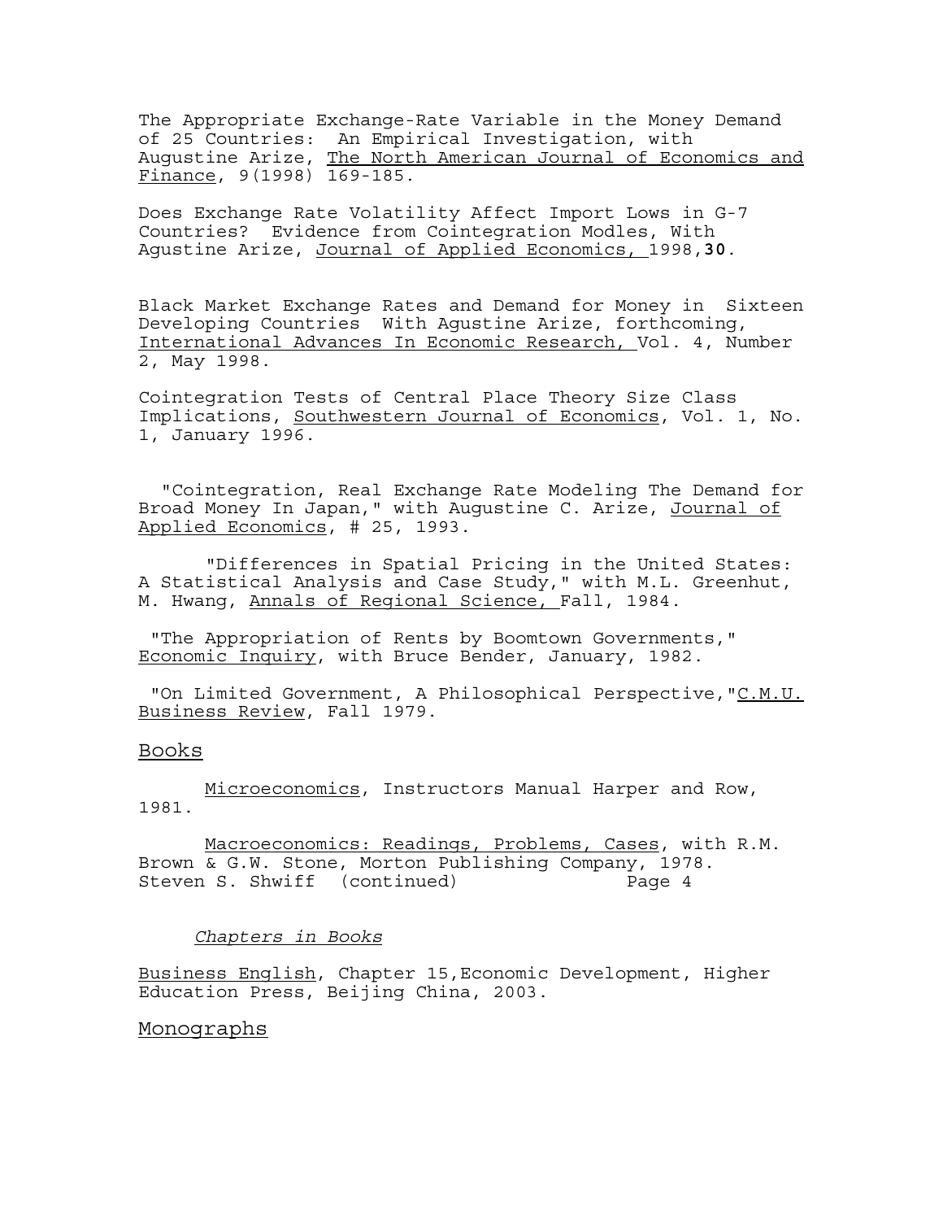The Appropriate Exchange-Rate Variable in the Money Demand of 25 Countries: An Empirical Investigation, with Augustine Arize, The North American Journal of Economics and Finance, 9(1998) 169-185.

Does Exchange Rate Volatility Affect Import Lows in G-7 Countries? Evidence from Cointegration Modles, With Agustine Arize, Journal of Applied Economics, 1998,**30**.

Black Market Exchange Rates and Demand for Money in Sixteen Developing Countries With Agustine Arize, forthcoming, International Advances In Economic Research, Vol. 4, Number 2, May 1998.

Cointegration Tests of Central Place Theory Size Class Implications, Southwestern Journal of Economics, Vol. 1, No. 1, January 1996.

"Cointegration, Real Exchange Rate Modeling The Demand for Broad Money In Japan," with Augustine C. Arize, Journal of Applied Economics, # 25, 1993.

"Differences in Spatial Pricing in the United States: A Statistical Analysis and Case Study," with M.L. Greenhut, M. Hwang, Annals of Regional Science, Fall, 1984.

"The Appropriation of Rents by Boomtown Governments," Economic Inquiry, with Bruce Bender, January, 1982.

"On Limited Government, A Philosophical Perspective," C.M.U. Business Review, Fall 1979.

## Books

Microeconomics, Instructors Manual Harper and Row, 1981.

Macroeconomics: Readings, Problems, Cases, with R.M. Brown & G.W. Stone, Morton Publishing Company, 1978.

### *Chapters in Books*

Business English, Chapter 15, Economic Development, Higher Education Press, Beijing China, 2003.

## Monographs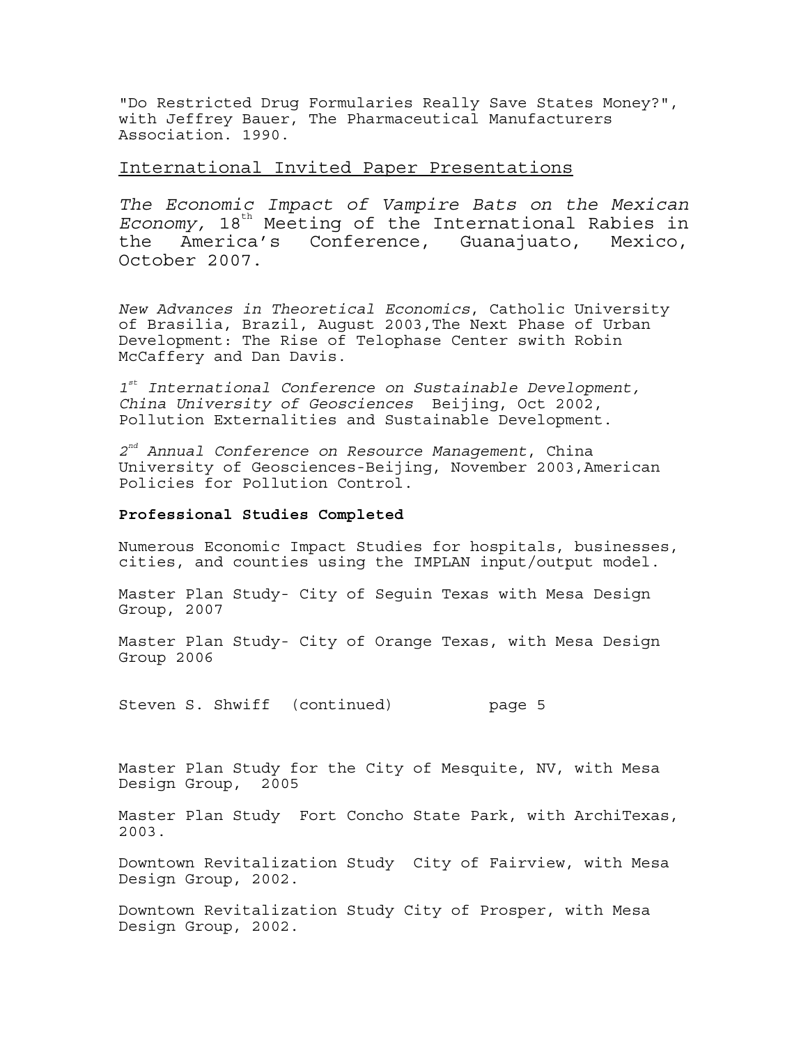"Do Restricted Drug Formularies Really Save States Money?", with Jeffrey Bauer, The Pharmaceutical Manufacturers Association. 1990.

## International Invited Paper Presentations

*The Economic Impact of Vampire Bats on the Mexican Economy,* 18th Meeting of the International Rabies in the America's Conference, Guanajuato, Mexico, October 2007.

*New Advances in Theoretical Economics*, Catholic University of Brasilia, Brazil, August 2003,The Next Phase of Urban Development: The Rise of Telophase Center swith Robin McCaffery and Dan Davis.

*1st International Conference on Sustainable Development, China University of Geosciences* Beijing, Oct 2002, Pollution Externalities and Sustainable Development.

*2nd Annual Conference on Resource Management*, China University of Geosciences-Beijing, November 2003,American Policies for Pollution Control.

**Professional Studies Completed**

Numerous Economic Impact Studies for hospitals, businesses, cities, and counties using the IMPLAN input/output model.

Master Plan Study- City of Seguin Texas with Mesa Design Group, 2007

Master Plan Study- City of Orange Texas, with Mesa Design Group 2006

Master Plan Study for the City of Mesquite, NV, with Mesa Design Group, 2005

Master Plan Study Fort Concho State Park, with ArchiTexas, 2003.

Downtown Revitalization Study City of Fairview, with Mesa Design Group, 2002.

Downtown Revitalization Study City of Prosper, with Mesa Design Group, 2002.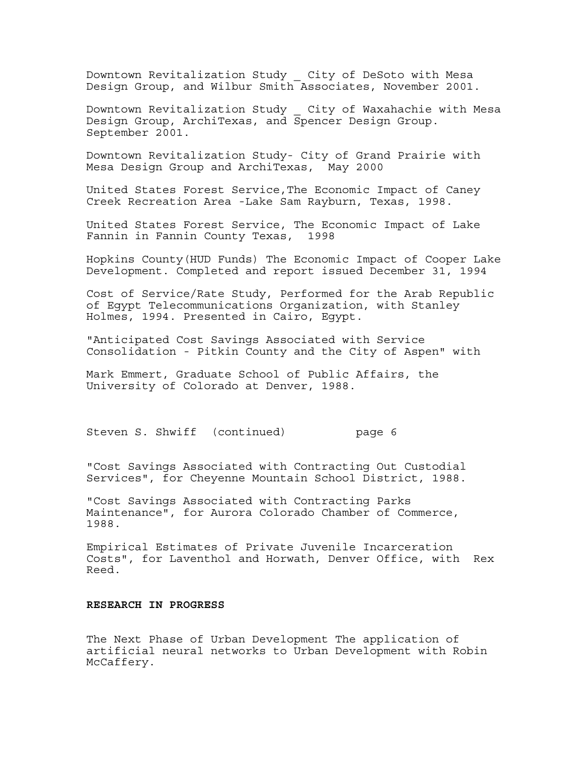Downtown Revitalization Study _ City of DeSoto with Mesa Design Group, and Wilbur Smith Associates, November 2001.

Downtown Revitalization Study _ City of Waxahachie with Mesa Design Group, ArchiTexas, and Spencer Design Group. September 2001.

Downtown Revitalization Study- City of Grand Prairie with Mesa Design Group and ArchiTexas, May 2000

United States Forest Service,The Economic Impact of Caney Creek Recreation Area -Lake Sam Rayburn, Texas, 1998.

United States Forest Service, The Economic Impact of Lake Fannin in Fannin County Texas, 1998

Hopkins County(HUD Funds) The Economic Impact of Cooper Lake Development. Completed and report issued December 31, 1994

Cost of Service/Rate Study, Performed for the Arab Republic of Egypt Telecommunications Organization, with Stanley Holmes, 1994. Presented in Cairo, Egypt.

"Anticipated Cost Savings Associated with Service Consolidation - Pitkin County and the City of Aspen" with

Mark Emmert, Graduate School of Public Affairs, the University of Colorado at Denver, 1988.

"Cost Savings Associated with Contracting Out Custodial Services", for Cheyenne Mountain School District, 1988.

"Cost Savings Associated with Contracting Parks Maintenance", for Aurora Colorado Chamber of Commerce, 1988.

Empirical Estimates of Private Juvenile Incarceration Costs", for Laventhol and Horwath, Denver Office, with Rex Reed.

**RESEARCH IN PROGRESS**

The Next Phase of Urban Development The application of artificial neural networks to Urban Development with Robin McCaffery.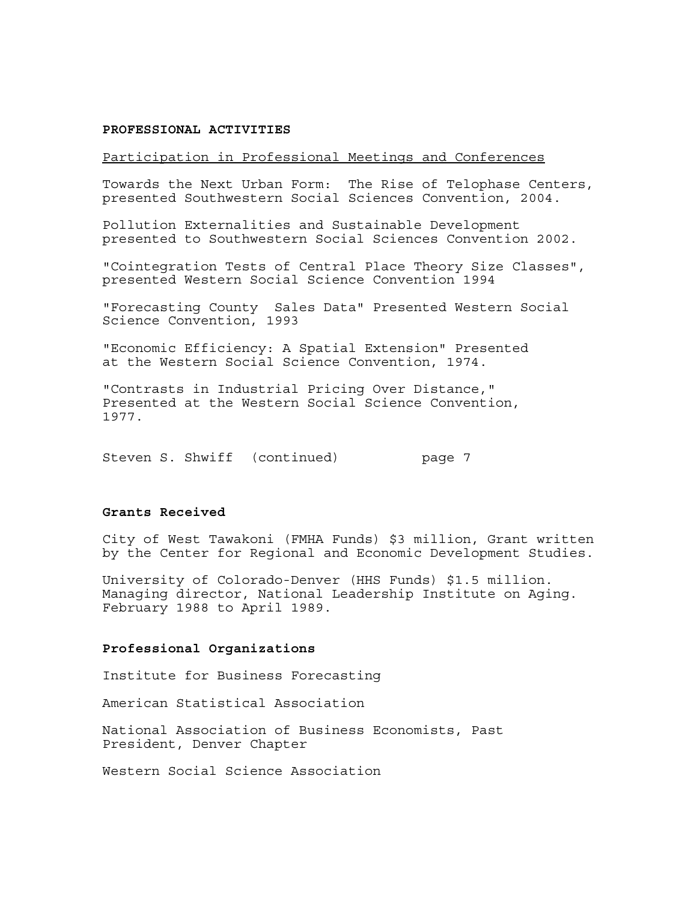**PROFESSIONAL ACTIVITIES**

Participation in Professional Meetings and Conferences

Towards the Next Urban Form: The Rise of Telophase Centers, presented Southwestern Social Sciences Convention, 2004.

Pollution Externalities and Sustainable Development presented to Southwestern Social Sciences Convention 2002.

"Cointegration Tests of Central Place Theory Size Classes", presented Western Social Science Convention 1994

"Forecasting County Sales Data" Presented Western Social Science Convention, 1993

"Economic Efficiency: A Spatial Extension" Presented at the Western Social Science Convention, 1974.

"Contrasts in Industrial Pricing Over Distance," Presented at the Western Social Science Convention, 1977.

**Grants Received**

City of West Tawakoni (FMHA Funds) $3 million, Grant written by the Center for Regional and Economic Development Studies.

University of Colorado-Denver (HHS Funds) $1.5 million. Managing director, National Leadership Institute on Aging. February 1988 to April 1989.

**Professional Organizations**

Institute for Business Forecasting

American Statistical Association

National Association of Business Economists, Past President, Denver Chapter

Western Social Science Association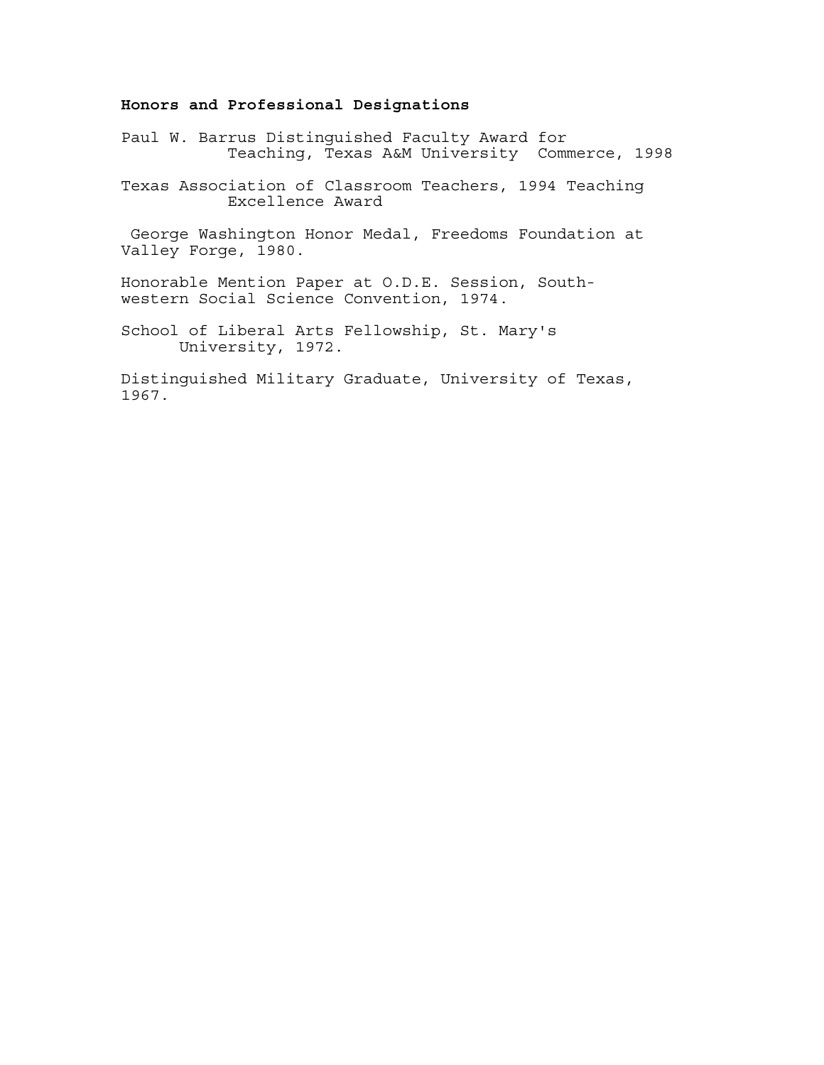**Honors and Professional Designations**

Paul W. Barrus Distinguished Faculty Award for Teaching, Texas A&M University Commerce, 1998

Texas Association of Classroom Teachers, 1994 Teaching Excellence Award

George Washington Honor Medal, Freedoms Foundation at Valley Forge, 1980.

Honorable Mention Paper at O.D.E. Session, Southwestern Social Science Convention, 1974.

School of Liberal Arts Fellowship, St. Mary's University, 1972.

Distinguished Military Graduate, University of Texas, 1967.